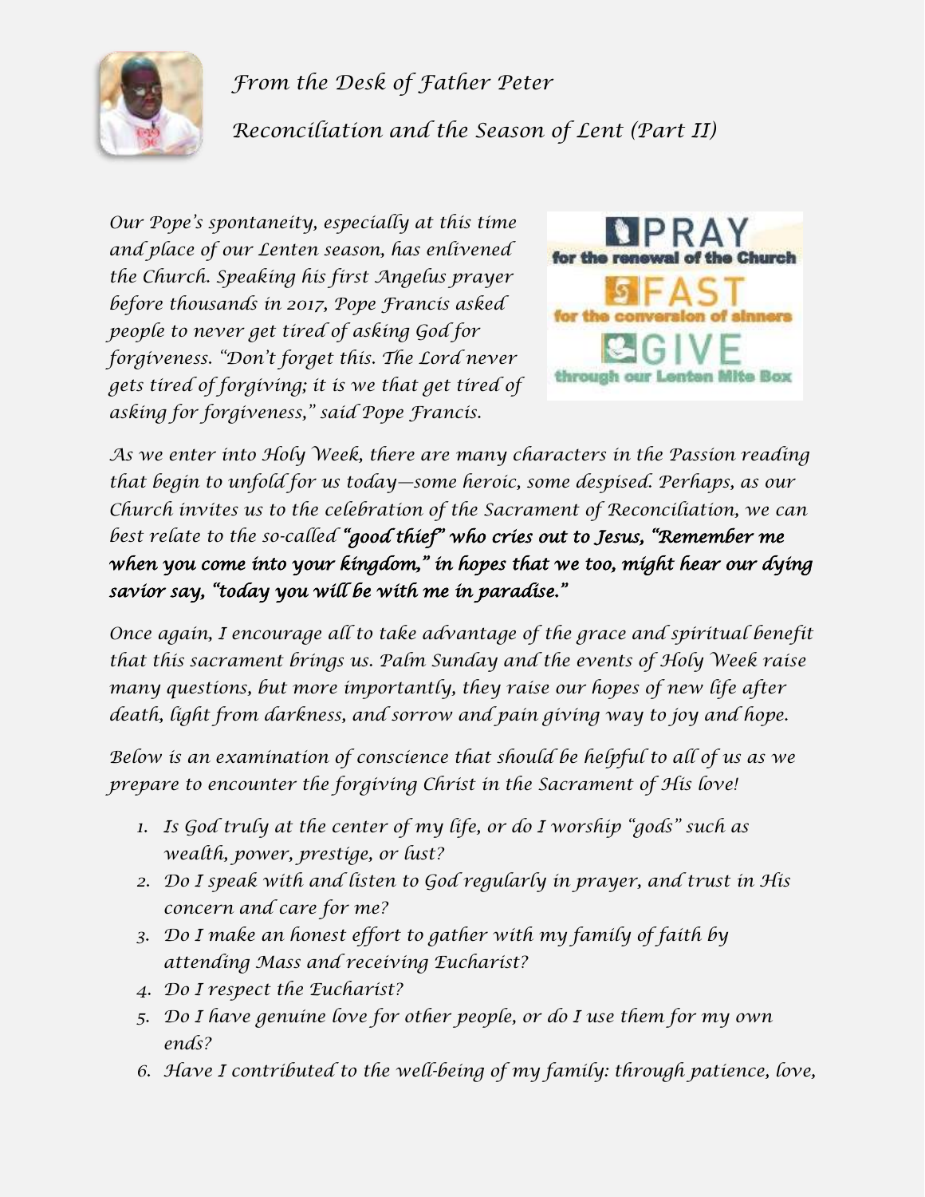*From the Desk of Father Peter*

*Reconciliation and the Season of Lent (Part II)*

PRAY for the renewal of the Church

FAST for the conversion of sinners

GIVE through our Lenten Mite Box

*Our Pope's spontaneity, especially at this time and place of our Lenten season, has enlivened the Church. Speaking his first Angelus prayer before thousands in 2017, Pope Francis asked people to never get tired of asking God for forgiveness. "Don't forget this. The Lord never gets tired of forgiving; it is we that get tired of asking for forgiveness," said Pope Francis.*

*As we enter into Holy Week, there are many characters in the Passion reading that begin to unfold for us today—some heroic, some despised. Perhaps, as our Church invites us to the celebration of the Sacrament of Reconciliation, we can best relate to the so-called* ***"good thief" who cries out to Jesus, "Remember me when you come into your kingdom," in hopes that we too, might hear our dying savior say, "today you will be with me in paradise."***

*Once again, I encourage all to take advantage of the grace and spiritual benefit that this sacrament brings us. Palm Sunday and the events of Holy Week raise many questions, but more importantly, they raise our hopes of new life after death, light from darkness, and sorrow and pain giving way to joy and hope.*

*Below is an examination of conscience that should be helpful to all of us as we prepare to encounter the forgiving Christ in the Sacrament of His love!*

1. *Is God truly at the center of my life, or do I worship "gods" such as wealth, power, prestige, or lust?*
2. *Do I speak with and listen to God regularly in prayer, and trust in His concern and care for me?*
3. *Do I make an honest effort to gather with my family of faith by attending Mass and receiving Eucharist?*
4. *Do I respect the Eucharist?*
5. *Do I have genuine love for other people, or do I use them for my own ends?*
6. *Have I contributed to the well-being of my family: through patience, love,*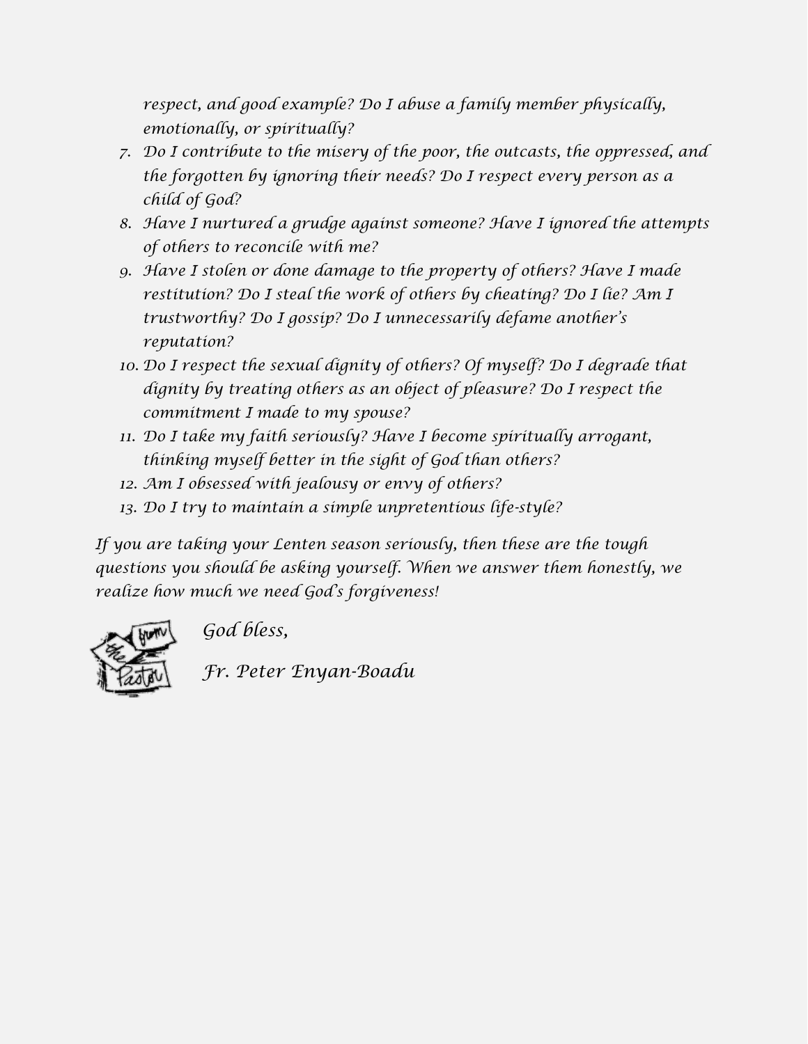*respect, and good example? Do I abuse a family member physically, emotionally, or spiritually?*

7. *Do I contribute to the misery of the poor, the outcasts, the oppressed, and the forgotten by ignoring their needs? Do I respect every person as a child of God?*
8. *Have I nurtured a grudge against someone? Have I ignored the attempts of others to reconcile with me?*
9. *Have I stolen or done damage to the property of others? Have I made restitution? Do I steal the work of others by cheating? Do I lie? Am I trustworthy? Do I gossip? Do I unnecessarily defame another's reputation?*
10. *Do I respect the sexual dignity of others? Of myself? Do I degrade that dignity by treating others as an object of pleasure? Do I respect the commitment I made to my spouse?*
11. *Do I take my faith seriously? Have I become spiritually arrogant, thinking myself better in the sight of God than others?*
12. *Am I obsessed with jealousy or envy of others?*
13. *Do I try to maintain a simple unpretentious life-style?*

*If you are taking your Lenten season seriously, then these are the tough questions you should be asking yourself. When we answer them honestly, we realize how much we need God's forgiveness!*

*God bless,*

*Fr. Peter Enyan-Boadu*